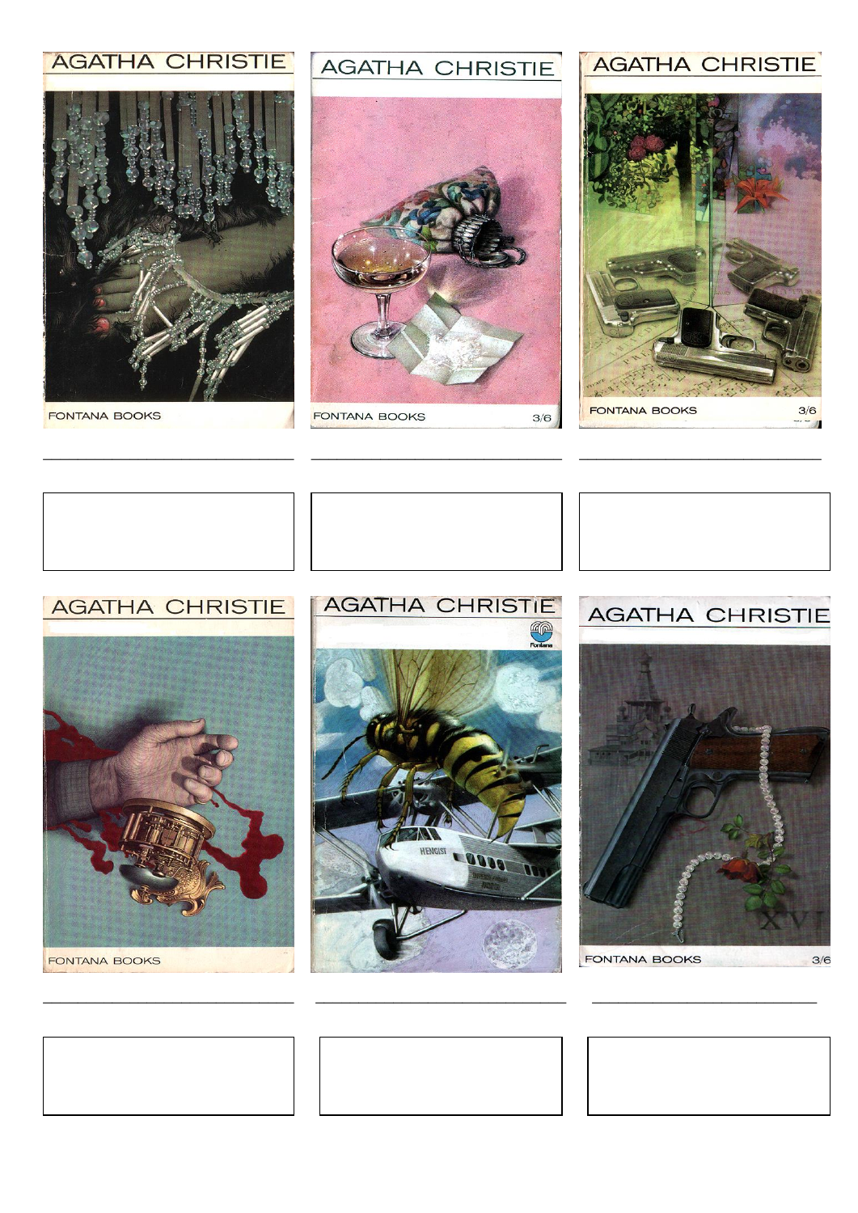AGATHA CHRISTIE

FONTANA BOOKS

AGATHA CHRISTIE

FONTANA BOOKS 3/6

AGATHA CHRISTIE

FONTANA BOOKS 3/6

AGATHA CHRISTIE

FONTANA BOOKS

AGATHA CHRISTIE

Fontana

AGATHA CHRISTIE

FONTANA BOOKS 3/6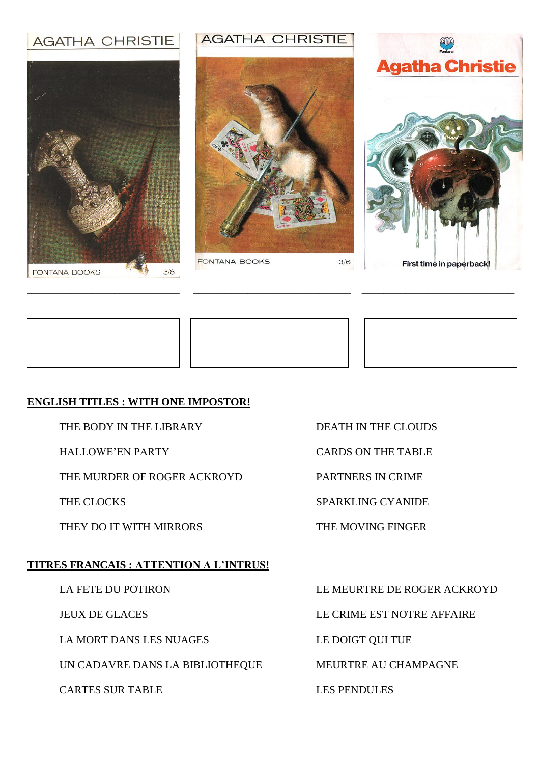## ENGLISH TITLES : WITH ONE IMPOSTOR!

- THE BODY IN THE LIBRARY
- HALLOWE'EN PARTY
- THE MURDER OF ROGER ACKROYD
- THE CLOCKS
- THEY DO IT WITH MIRRORS
- DEATH IN THE CLOUDS
- CARDS ON THE TABLE
- PARTNERS IN CRIME
- SPARKLING CYANIDE
- THE MOVING FINGER

## TITRES FRANCAIS : ATTENTION A L'INTRUS!

- LA FETE DU POTIRON
- JEUX DE GLACES
- LA MORT DANS LES NUAGES
- UN CADAVRE DANS LA BIBLIOTHEQUE
- CARTES SUR TABLE
- LE MEURTRE DE ROGER ACKROYD
- LE CRIME EST NOTRE AFFAIRE
- LE DOIGT QUI TUE
- MEURTRE AU CHAMPAGNE
- LES PENDULES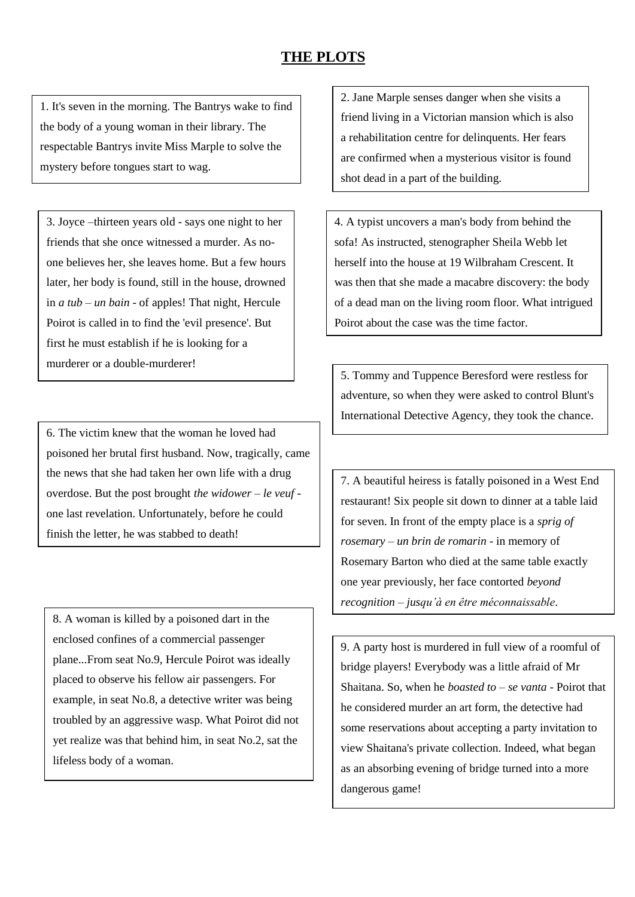## THE PLOTS

1. It's seven in the morning. The Bantrys wake to find the body of a young woman in their library. The respectable Bantrys invite Miss Marple to solve the mystery before tongues start to wag.

2. Jane Marple senses danger when she visits a friend living in a Victorian mansion which is also a rehabilitation centre for delinquents. Her fears are confirmed when a mysterious visitor is found shot dead in a part of the building.

3. Joyce –thirteen years old - says one night to her friends that she once witnessed a murder. As no-one believes her, she leaves home. But a few hours later, her body is found, still in the house, drowned in *a tub – un bain* - of apples! That night, Hercule Poirot is called in to find the 'evil presence'. But first he must establish if he is looking for a murderer or a double-murderer!

4. A typist uncovers a man's body from behind the sofa! As instructed, stenographer Sheila Webb let herself into the house at 19 Wilbraham Crescent. It was then that she made a macabre discovery: the body of a dead man on the living room floor. What intrigued Poirot about the case was the time factor.

5. Tommy and Tuppence Beresford were restless for adventure, so when they were asked to control Blunt's International Detective Agency, they took the chance.

6. The victim knew that the woman he loved had poisoned her brutal first husband. Now, tragically, came the news that she had taken her own life with a drug overdose. But the post brought *the widower – le veuf* - one last revelation. Unfortunately, before he could finish the letter, he was stabbed to death!

7. A beautiful heiress is fatally poisoned in a West End restaurant! Six people sit down to dinner at a table laid for seven. In front of the empty place is a *sprig of rosemary – un brin de romarin* - in memory of Rosemary Barton who died at the same table exactly one year previously, her face contorted *beyond recognition – jusqu'à en être méconnaissable*.

8. A woman is killed by a poisoned dart in the enclosed confines of a commercial passenger plane...From seat No.9, Hercule Poirot was ideally placed to observe his fellow air passengers. For example, in seat No.8, a detective writer was being troubled by an aggressive wasp. What Poirot did not yet realize was that behind him, in seat No.2, sat the lifeless body of a woman.

9. A party host is murdered in full view of a roomful of bridge players! Everybody was a little afraid of Mr Shaitana. So, when he *boasted to – se vanta* - Poirot that he considered murder an art form, the detective had some reservations about accepting a party invitation to view Shaitana's private collection. Indeed, what began as an absorbing evening of bridge turned into a more dangerous game!